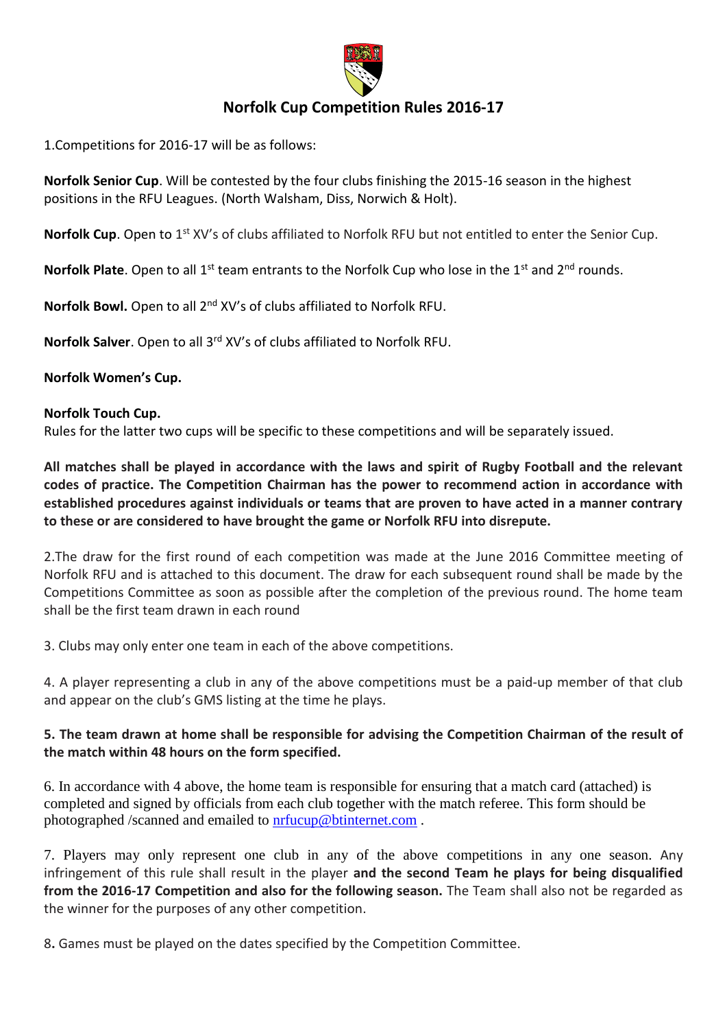# Norfolk Cup Competition Rules 2016-17

1.Competitions for 2016-17 will be as follows:

**Norfolk Senior Cup**. Will be contested by the four clubs finishing the 2015-16 season in the highest positions in the RFU Leagues. (North Walsham, Diss, Norwich & Holt).

**Norfolk Cup**. Open to 1st XV's of clubs affiliated to Norfolk RFU but not entitled to enter the Senior Cup.

**Norfolk Plate**. Open to all 1st team entrants to the Norfolk Cup who lose in the 1st and 2nd rounds.

**Norfolk Bowl.** Open to all 2nd XV's of clubs affiliated to Norfolk RFU.

**Norfolk Salver**. Open to all 3rd XV's of clubs affiliated to Norfolk RFU.

**Norfolk Women's Cup.**

**Norfolk Touch Cup.**
Rules for the latter two cups will be specific to these competitions and will be separately issued.

**All matches shall be played in accordance with the laws and spirit of Rugby Football and the relevant codes of practice. The Competition Chairman has the power to recommend action in accordance with established procedures against individuals or teams that are proven to have acted in a manner contrary to these or are considered to have brought the game or Norfolk RFU into disrepute.**

2.The draw for the first round of each competition was made at the June 2016 Committee meeting of Norfolk RFU and is attached to this document. The draw for each subsequent round shall be made by the Competitions Committee as soon as possible after the completion of the previous round. The home team shall be the first team drawn in each round

3. Clubs may only enter one team in each of the above competitions.

4. A player representing a club in any of the above competitions must be a paid-up member of that club and appear on the club's GMS listing at the time he plays.

**5. The team drawn at home shall be responsible for advising the Competition Chairman of the result of the match within 48 hours on the form specified.**

6. In accordance with 4 above, the home team is responsible for ensuring that a match card (attached) is completed and signed by officials from each club together with the match referee. This form should be photographed /scanned and emailed to nrfucup@btinternet.com .

7. Players may only represent one club in any of the above competitions in any one season. Any infringement of this rule shall result in the player **and the second Team he plays for being disqualified from the 2016-17 Competition and also for the following season.** The Team shall also not be regarded as the winner for the purposes of any other competition.

8. Games must be played on the dates specified by the Competition Committee.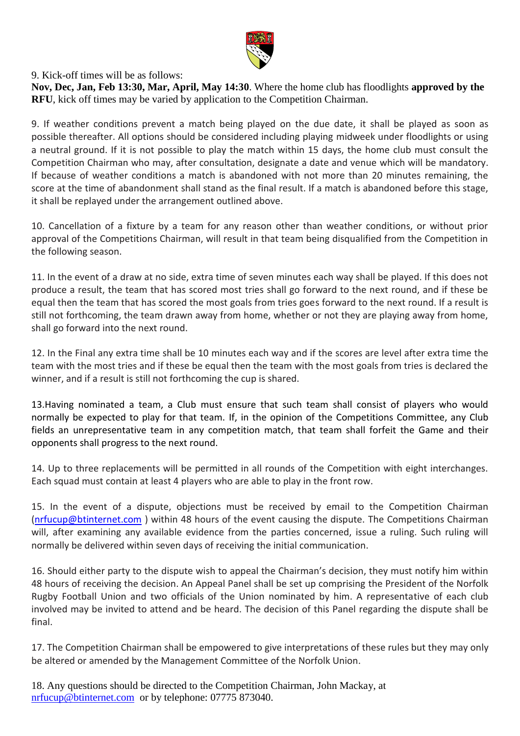9. Kick-off times will be as follows:
**Nov, Dec, Jan, Feb 13:30, Mar, April, May 14:30**. Where the home club has floodlights **approved by the RFU**, kick off times may be varied by application to the Competition Chairman.

9. If weather conditions prevent a match being played on the due date, it shall be played as soon as possible thereafter. All options should be considered including playing midweek under floodlights or using a neutral ground. If it is not possible to play the match within 15 days, the home club must consult the Competition Chairman who may, after consultation, designate a date and venue which will be mandatory. If because of weather conditions a match is abandoned with not more than 20 minutes remaining, the score at the time of abandonment shall stand as the final result. If a match is abandoned before this stage, it shall be replayed under the arrangement outlined above.

10. Cancellation of a fixture by a team for any reason other than weather conditions, or without prior approval of the Competitions Chairman, will result in that team being disqualified from the Competition in the following season.

11. In the event of a draw at no side, extra time of seven minutes each way shall be played. If this does not produce a result, the team that has scored most tries shall go forward to the next round, and if these be equal then the team that has scored the most goals from tries goes forward to the next round. If a result is still not forthcoming, the team drawn away from home, whether or not they are playing away from home, shall go forward into the next round.

12. In the Final any extra time shall be 10 minutes each way and if the scores are level after extra time the team with the most tries and if these be equal then the team with the most goals from tries is declared the winner, and if a result is still not forthcoming the cup is shared.

13.Having nominated a team, a Club must ensure that such team shall consist of players who would normally be expected to play for that team. If, in the opinion of the Competitions Committee, any Club fields an unrepresentative team in any competition match, that team shall forfeit the Game and their opponents shall progress to the next round.

14. Up to three replacements will be permitted in all rounds of the Competition with eight interchanges. Each squad must contain at least 4 players who are able to play in the front row.

15. In the event of a dispute, objections must be received by email to the Competition Chairman (nrfucup@btinternet.com ) within 48 hours of the event causing the dispute. The Competitions Chairman will, after examining any available evidence from the parties concerned, issue a ruling. Such ruling will normally be delivered within seven days of receiving the initial communication.

16. Should either party to the dispute wish to appeal the Chairman's decision, they must notify him within 48 hours of receiving the decision. An Appeal Panel shall be set up comprising the President of the Norfolk Rugby Football Union and two officials of the Union nominated by him. A representative of each club involved may be invited to attend and be heard. The decision of this Panel regarding the dispute shall be final.

17. The Competition Chairman shall be empowered to give interpretations of these rules but they may only be altered or amended by the Management Committee of the Norfolk Union.

18. Any questions should be directed to the Competition Chairman, John Mackay, at nrfucup@btinternet.com or by telephone: 07775 873040.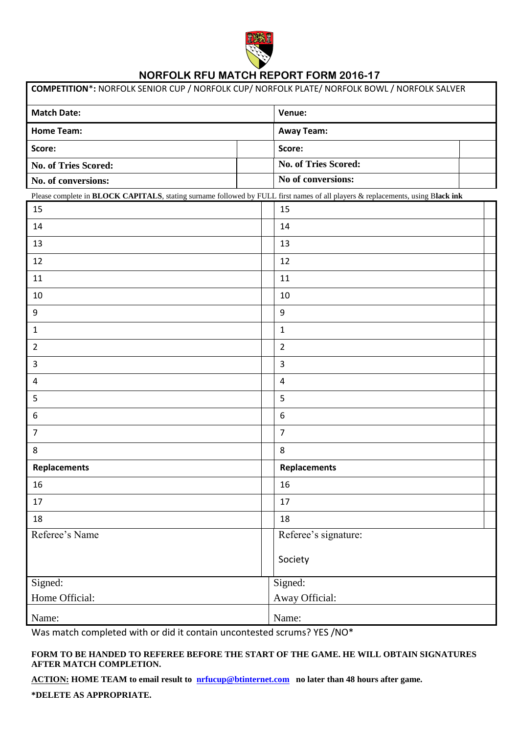# NORFOLK RFU MATCH REPORT FORM 2016-17

| | | | |
|---|---|---|---|
| **COMPETITION***: NORFOLK SENIOR CUP / NORFOLK CUP/ NORFOLK PLATE/ NORFOLK BOWL / NORFOLK SALVER | | | |
| **Match Date:** | | **Venue:** | |
| **Home Team:** | | **Away Team:** | |
| **Score:** | | **Score:** | |
| **No. of Tries Scored:** | | **No. of Tries Scored:** | |
| **No. of conversions:** | | **No of conversions:** | |

Please complete in **BLOCK CAPITALS**, stating surname followed by FULL first names of all players & replacements, using B**lack ink**

| | | | |
|---|---|---|---|
| 15 | | 15 | |
| 14 | | 14 | |
| 13 | | 13 | |
| 12 | | 12 | |
| 11 | | 11 | |
| 10 | | 10 | |
| 9 | | 9 | |
| 1 | | 1 | |
| 2 | | 2 | |
| 3 | | 3 | |
| 4 | | 4 | |
| 5 | | 5 | |
| 6 | | 6 | |
| 7 | | 7 | |
| 8 | | 8 | |
| **Replacements** | | **Replacements** | |
| 16 | | 16 | |
| 17 | | 17 | |
| 18 | | 18 | |
| Referee's Name | | Referee's signature:<br><br>Society | |
| Signed:<br>Home Official: | | Signed:<br>Away Official: | |
| Name: | | Name: | |

Was match completed with or did it contain uncontested scrums? YES /NO*

**FORM TO BE HANDED TO REFEREE BEFORE THE START OF THE GAME. HE WILL OBTAIN SIGNATURES AFTER MATCH COMPLETION.**

**ACTION: HOME TEAM to email result to [nrfucup@btinternet.com](mailto:nrfucup@btinternet.com) no later than 48 hours after game.**

***DELETE AS APPROPRIATE.**